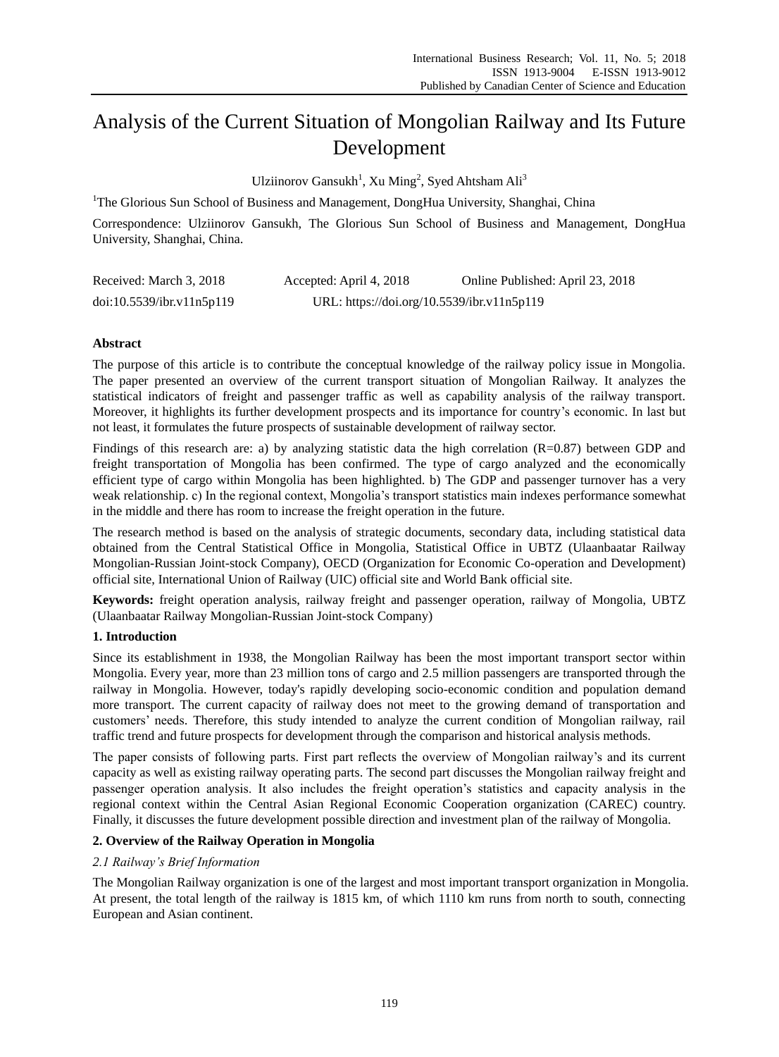# Analysis of the Current Situation of Mongolian Railway and Its Future Development

Ulziinorov Gansukh[1], Xu Ming[2], Syed Ahtsham Ali[3]

[1]The Glorious Sun School of Business and Management, DongHua University, Shanghai, China

Correspondence: Ulziinorov Gansukh, The Glorious Sun School of Business and Management, DongHua University, Shanghai, China.

Received: March 3, 2018 Accepted: April 4, 2018 Online Published: April 23, 2018

doi:10.5539/ibr.v11n5p119 URL: https://doi.org/10.5539/ibr.v11n5p119

## Abstract

The purpose of this article is to contribute the conceptual knowledge of the railway policy issue in Mongolia. The paper presented an overview of the current transport situation of Mongolian Railway. It analyzes the statistical indicators of freight and passenger traffic as well as capability analysis of the railway transport. Moreover, it highlights its further development prospects and its importance for country's economic. In last but not least, it formulates the future prospects of sustainable development of railway sector.

Findings of this research are: a) by analyzing statistic data the high correlation (R=0.87) between GDP and freight transportation of Mongolia has been confirmed. The type of cargo analyzed and the economically efficient type of cargo within Mongolia has been highlighted. b) The GDP and passenger turnover has a very weak relationship. c) In the regional context, Mongolia's transport statistics main indexes performance somewhat in the middle and there has room to increase the freight operation in the future.

The research method is based on the analysis of strategic documents, secondary data, including statistical data obtained from the Central Statistical Office in Mongolia, Statistical Office in UBTZ (Ulaanbaatar Railway Mongolian-Russian Joint-stock Company), OECD (Organization for Economic Co-operation and Development) official site, International Union of Railway (UIC) official site and World Bank official site.

**Keywords:** freight operation analysis, railway freight and passenger operation, railway of Mongolia, UBTZ (Ulaanbaatar Railway Mongolian-Russian Joint-stock Company)

## 1. Introduction

Since its establishment in 1938, the Mongolian Railway has been the most important transport sector within Mongolia. Every year, more than 23 million tons of cargo and 2.5 million passengers are transported through the railway in Mongolia. However, today's rapidly developing socio-economic condition and population demand more transport. The current capacity of railway does not meet to the growing demand of transportation and customers' needs. Therefore, this study intended to analyze the current condition of Mongolian railway, rail traffic trend and future prospects for development through the comparison and historical analysis methods.

The paper consists of following parts. First part reflects the overview of Mongolian railway's and its current capacity as well as existing railway operating parts. The second part discusses the Mongolian railway freight and passenger operation analysis. It also includes the freight operation's statistics and capacity analysis in the regional context within the Central Asian Regional Economic Cooperation organization (CAREC) country. Finally, it discusses the future development possible direction and investment plan of the railway of Mongolia.

## 2. Overview of the Railway Operation in Mongolia

### *2.1 Railway's Brief Information*

The Mongolian Railway organization is one of the largest and most important transport organization in Mongolia. At present, the total length of the railway is 1815 km, of which 1110 km runs from north to south, connecting European and Asian continent.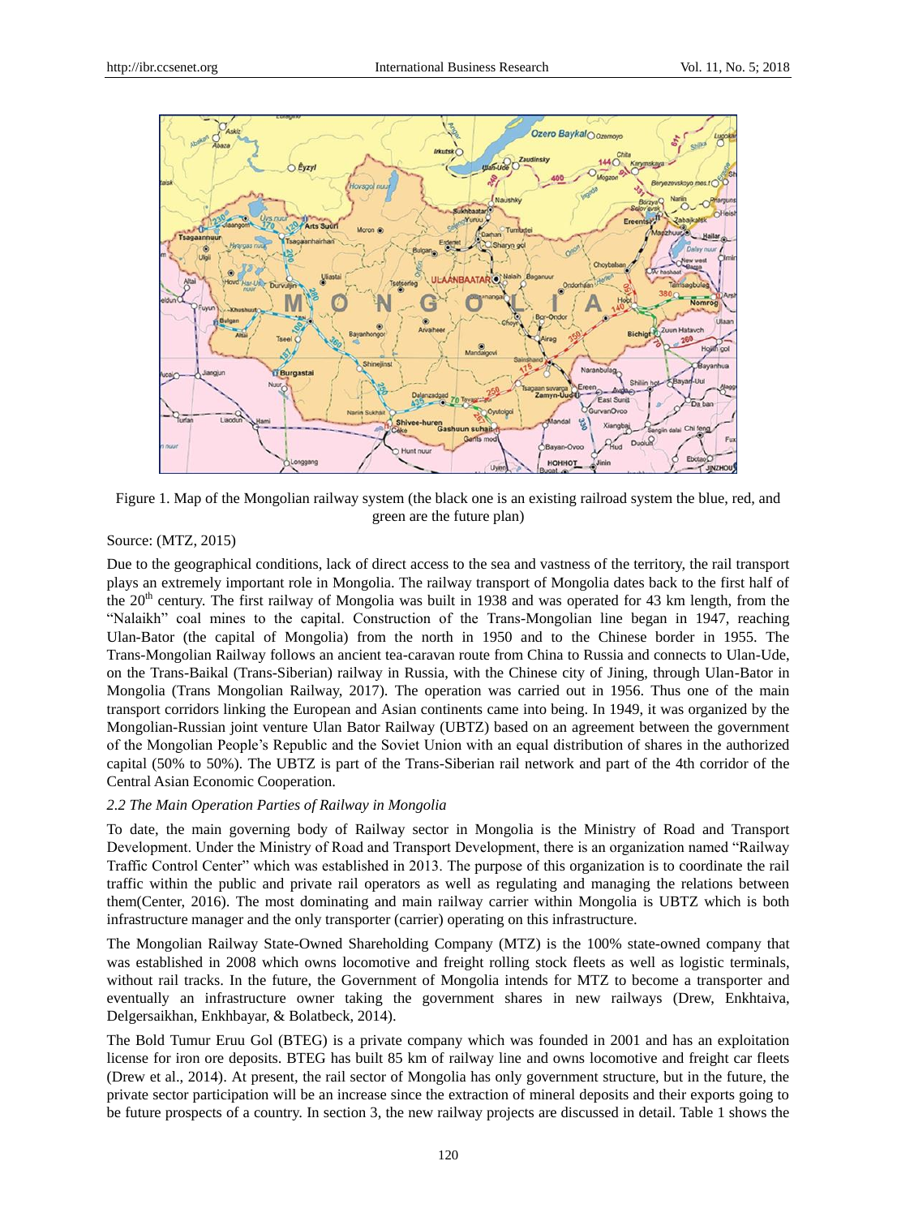Figure 1. Map of the Mongolian railway system (the black one is an existing railroad system the blue, red, and green are the future plan)

Source: (MTZ, 2015)

Due to the geographical conditions, lack of direct access to the sea and vastness of the territory, the rail transport plays an extremely important role in Mongolia. The railway transport of Mongolia dates back to the first half of the 20th century. The first railway of Mongolia was built in 1938 and was operated for 43 km length, from the "Nalaikh" coal mines to the capital. Construction of the Trans-Mongolian line began in 1947, reaching Ulan-Bator (the capital of Mongolia) from the north in 1950 and to the Chinese border in 1955. The Trans-Mongolian Railway follows an ancient tea-caravan route from China to Russia and connects to Ulan-Ude, on the Trans-Baikal (Trans-Siberian) railway in Russia, with the Chinese city of Jining, through Ulan-Bator in Mongolia (Trans Mongolian Railway, 2017). The operation was carried out in 1956. Thus one of the main transport corridors linking the European and Asian continents came into being. In 1949, it was organized by the Mongolian-Russian joint venture Ulan Bator Railway (UBTZ) based on an agreement between the government of the Mongolian People's Republic and the Soviet Union with an equal distribution of shares in the authorized capital (50% to 50%). The UBTZ is part of the Trans-Siberian rail network and part of the 4th corridor of the Central Asian Economic Cooperation.

### *2.2 The Main Operation Parties of Railway in Mongolia*

To date, the main governing body of Railway sector in Mongolia is the Ministry of Road and Transport Development. Under the Ministry of Road and Transport Development, there is an organization named "Railway Traffic Control Center" which was established in 2013. The purpose of this organization is to coordinate the rail traffic within the public and private rail operators as well as regulating and managing the relations between them(Center, 2016). The most dominating and main railway carrier within Mongolia is UBTZ which is both infrastructure manager and the only transporter (carrier) operating on this infrastructure.

The Mongolian Railway State-Owned Shareholding Company (MTZ) is the 100% state-owned company that was established in 2008 which owns locomotive and freight rolling stock fleets as well as logistic terminals, without rail tracks. In the future, the Government of Mongolia intends for MTZ to become a transporter and eventually an infrastructure owner taking the government shares in new railways (Drew, Enkhtaiva, Delgersaikhan, Enkhbayar, & Bolatbeck, 2014).

The Bold Tumur Eruu Gol (BTEG) is a private company which was founded in 2001 and has an exploitation license for iron ore deposits. BTEG has built 85 km of railway line and owns locomotive and freight car fleets (Drew et al., 2014). At present, the rail sector of Mongolia has only government structure, but in the future, the private sector participation will be an increase since the extraction of mineral deposits and their exports going to be future prospects of a country. In section 3, the new railway projects are discussed in detail. Table 1 shows the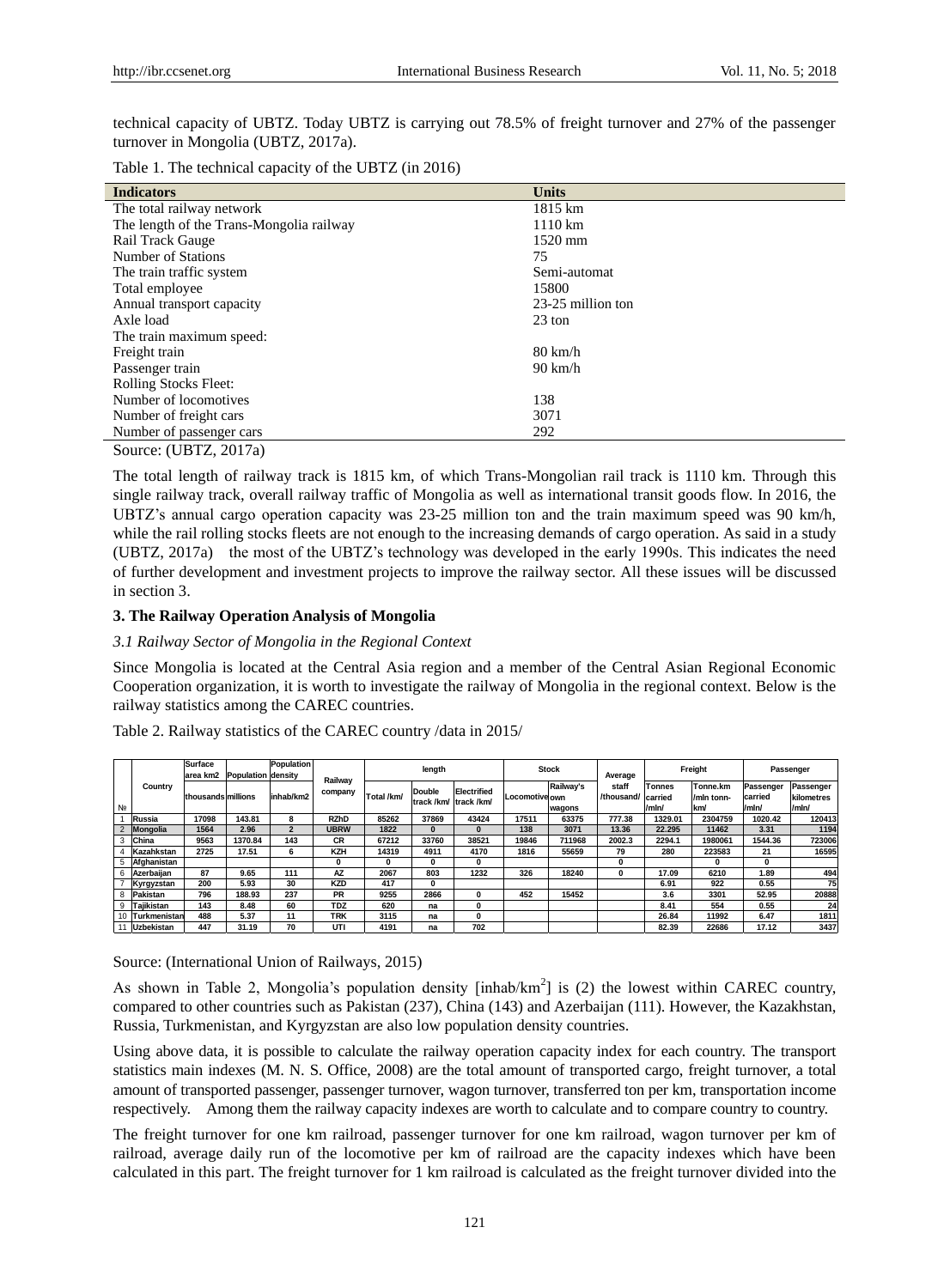technical capacity of UBTZ. Today UBTZ is carrying out 78.5% of freight turnover and 27% of the passenger turnover in Mongolia (UBTZ, 2017a).

Table 1. The technical capacity of the UBTZ (in 2016)

| Indicators | Units |
|---|---|
| The total railway network | 1815 km |
| The length of the Trans-Mongolia railway | 1110 km |
| Rail Track Gauge | 1520 mm |
| Number of Stations | 75 |
| The train traffic system | Semi-automat |
| Total employee | 15800 |
| Annual transport capacity | 23-25 million ton |
| Axle load | 23 ton |
| The train maximum speed: | |
| Freight train | 80 km/h |
| Passenger train | 90 km/h |
| Rolling Stocks Fleet: | |
| Number of locomotives | 138 |
| Number of freight cars | 3071 |
| Number of passenger cars | 292 |

Source: (UBTZ, 2017a)

The total length of railway track is 1815 km, of which Trans-Mongolian rail track is 1110 km. Through this single railway track, overall railway traffic of Mongolia as well as international transit goods flow. In 2016, the UBTZ's annual cargo operation capacity was 23-25 million ton and the train maximum speed was 90 km/h, while the rail rolling stocks fleets are not enough to the increasing demands of cargo operation. As said in a study (UBTZ, 2017a) the most of the UBTZ's technology was developed in the early 1990s. This indicates the need of further development and investment projects to improve the railway sector. All these issues will be discussed in section 3.

## 3. The Railway Operation Analysis of Mongolia

### *3.1 Railway Sector of Mongolia in the Regional Context*

Since Mongolia is located at the Central Asia region and a member of the Central Asian Regional Economic Cooperation organization, it is worth to investigate the railway of Mongolia in the regional context. Below is the railway statistics among the CAREC countries.

Table 2. Railway statistics of the CAREC country /data in 2015/

| № | Country | Surface area km2 | Population | Population density | Railway company | length | | | Stock | | Average staff | Freight | | Passenger | |
|---|---|---|---|---|---|---|---|---|---|---|---|---|---|---|---|
| | | thousands | millions | inhab/km2 | | Total /km/ | Double track /km/ | Electrified track /km/ | Locomotive own | Railway's own wagons | /thousand/ | Tonnes carried /mln/ | Tonne.km /mln tonn-km/ | Passenger carried /mln/ | Passenger kilometres /mln/ |
| 1 | Russia | 17098 | 143.81 | 8 | RZhD | 85262 | 37869 | 43424 | 17511 | 63375 | 777.38 | 1329.01 | 2304759 | 1020.42 | 120413 |
| 2 | Mongolia | 1564 | 2.96 | 2 | UBRW | 1822 | 0 | 0 | 138 | 3071 | 13.36 | 22.295 | 11462 | 3.31 | 1194 |
| 3 | China | 9563 | 1370.84 | 143 | CR | 67212 | 33760 | 38521 | 19846 | 711968 | 2002.3 | 2294.1 | 1980061 | 1544.36 | 723006 |
| 4 | Kazahkstan | 2725 | 17.51 | 6 | KZH | 14319 | 4911 | 4170 | 1816 | 55659 | 79 | 280 | 223583 | 21 | 16595 |
| 5 | Afghanistan | | | | 0 | 0 | 0 | 0 | | | 0 | | 0 | 0 | |
| 6 | Azerbaijan | 87 | 9.65 | 111 | AZ | 2067 | 803 | 1232 | 326 | 18240 | 0 | 17.09 | 6210 | 1.89 | 494 |
| 7 | Kyrgyzstan | 200 | 5.93 | 30 | KZD | 417 | 0 | | | | | 6.91 | 922 | 0.55 | 75 |
| 8 | Pakistan | 796 | 188.93 | 237 | PR | 9255 | 2866 | 0 | 452 | 15452 | | 3.6 | 3301 | 52.95 | 20888 |
| 9 | Tajikistan | 143 | 8.48 | 60 | TDZ | 620 | na | 0 | | | | 8.41 | 554 | 0.55 | 24 |
| 10 | Turkmenistan | 488 | 5.37 | 11 | TRK | 3115 | na | 0 | | | | 26.84 | 11992 | 6.47 | 1811 |
| 11 | Uzbekistan | 447 | 31.19 | 70 | UTI | 4191 | na | 702 | | | | 82.39 | 22686 | 17.12 | 3437 |

Source: (International Union of Railways, 2015)

As shown in Table 2, Mongolia's population density [inhab/km$^2$] is (2) the lowest within CAREC country, compared to other countries such as Pakistan (237), China (143) and Azerbaijan (111). However, the Kazakhstan, Russia, Turkmenistan, and Kyrgyzstan are also low population density countries.

Using above data, it is possible to calculate the railway operation capacity index for each country. The transport statistics main indexes (M. N. S. Office, 2008) are the total amount of transported cargo, freight turnover, a total amount of transported passenger, passenger turnover, wagon turnover, transferred ton per km, transportation income respectively. Among them the railway capacity indexes are worth to calculate and to compare country to country.

The freight turnover for one km railroad, passenger turnover for one km railroad, wagon turnover per km of railroad, average daily run of the locomotive per km of railroad are the capacity indexes which have been calculated in this part. The freight turnover for 1 km railroad is calculated as the freight turnover divided into the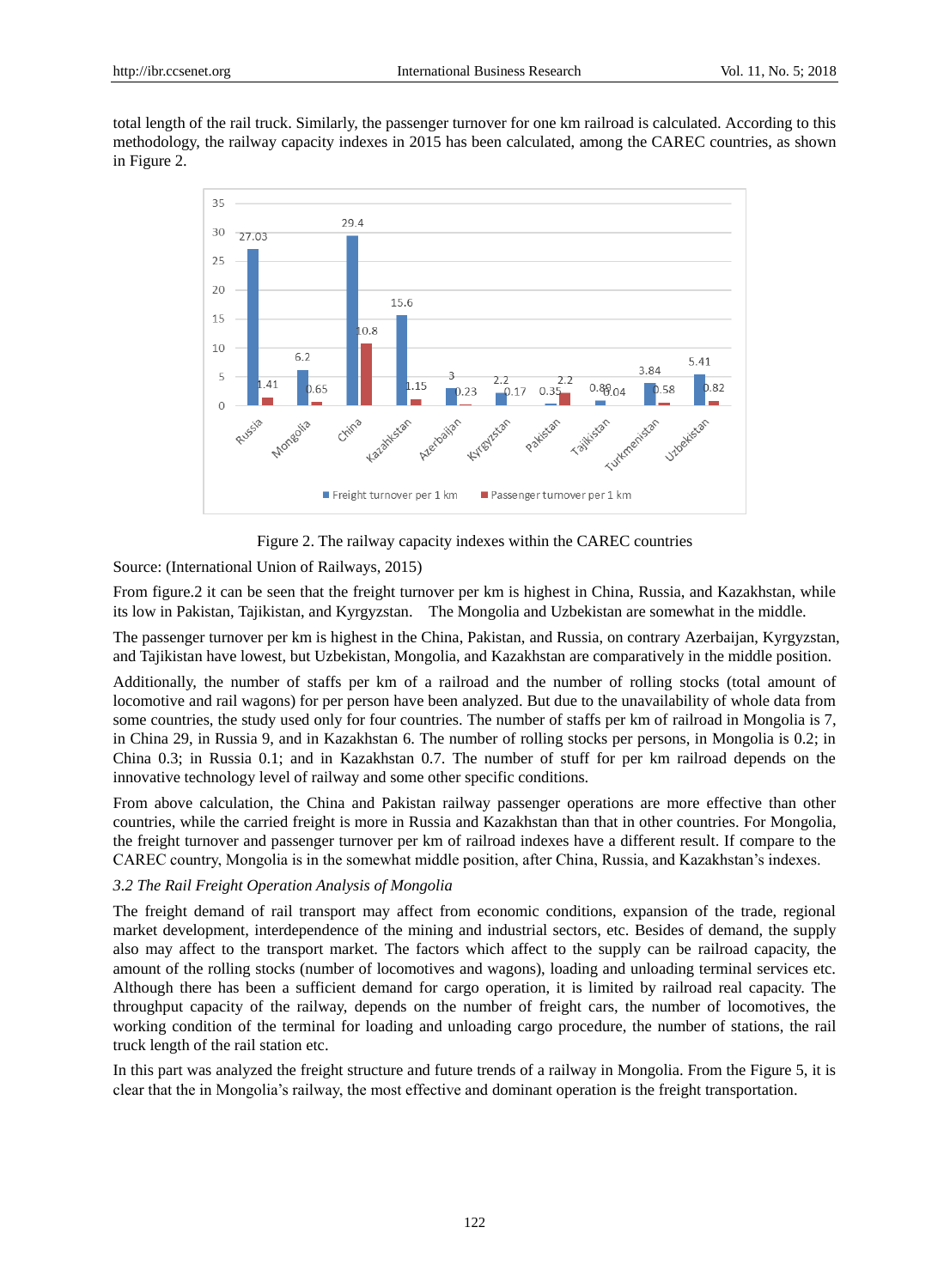total length of the rail truck. Similarly, the passenger turnover for one km railroad is calculated. According to this methodology, the railway capacity indexes in 2015 has been calculated, among the CAREC countries, as shown in Figure 2.

35
30
25
20
15
10
5
0

27.03
1.41
6.2
0.65
29.4
10.8
15.6
1.15
3
0.23
2.2
0.17
0.35
2.2
0.89
0.04
3.84
0.58
5.41
0.82

Russia
Mongolia
China
Kazahkstan
Azerbaijan
Kyrgyzstan
Pakistan
Tajikistan
Turkmenistan
Uzbekistan

■ Freight turnover per 1 km ■ Passenger turnover per 1 km

Figure 2. The railway capacity indexes within the CAREC countries

Source: (International Union of Railways, 2015)

From figure.2 it can be seen that the freight turnover per km is highest in China, Russia, and Kazakhstan, while its low in Pakistan, Tajikistan, and Kyrgyzstan. The Mongolia and Uzbekistan are somewhat in the middle.

The passenger turnover per km is highest in the China, Pakistan, and Russia, on contrary Azerbaijan, Kyrgyzstan, and Tajikistan have lowest, but Uzbekistan, Mongolia, and Kazakhstan are comparatively in the middle position.

Additionally, the number of staffs per km of a railroad and the number of rolling stocks (total amount of locomotive and rail wagons) for per person have been analyzed. But due to the unavailability of whole data from some countries, the study used only for four countries. The number of staffs per km of railroad in Mongolia is 7, in China 29, in Russia 9, and in Kazakhstan 6. The number of rolling stocks per persons, in Mongolia is 0.2; in China 0.3; in Russia 0.1; and in Kazakhstan 0.7. The number of stuff for per km railroad depends on the innovative technology level of railway and some other specific conditions.

From above calculation, the China and Pakistan railway passenger operations are more effective than other countries, while the carried freight is more in Russia and Kazakhstan than that in other countries. For Mongolia, the freight turnover and passenger turnover per km of railroad indexes have a different result. If compare to the CAREC country, Mongolia is in the somewhat middle position, after China, Russia, and Kazakhstan's indexes.

### *3.2 The Rail Freight Operation Analysis of Mongolia*

The freight demand of rail transport may affect from economic conditions, expansion of the trade, regional market development, interdependence of the mining and industrial sectors, etc. Besides of demand, the supply also may affect to the transport market. The factors which affect to the supply can be railroad capacity, the amount of the rolling stocks (number of locomotives and wagons), loading and unloading terminal services etc. Although there has been a sufficient demand for cargo operation, it is limited by railroad real capacity. The throughput capacity of the railway, depends on the number of freight cars, the number of locomotives, the working condition of the terminal for loading and unloading cargo procedure, the number of stations, the rail truck length of the rail station etc.

In this part was analyzed the freight structure and future trends of a railway in Mongolia. From the Figure 5, it is clear that the in Mongolia's railway, the most effective and dominant operation is the freight transportation.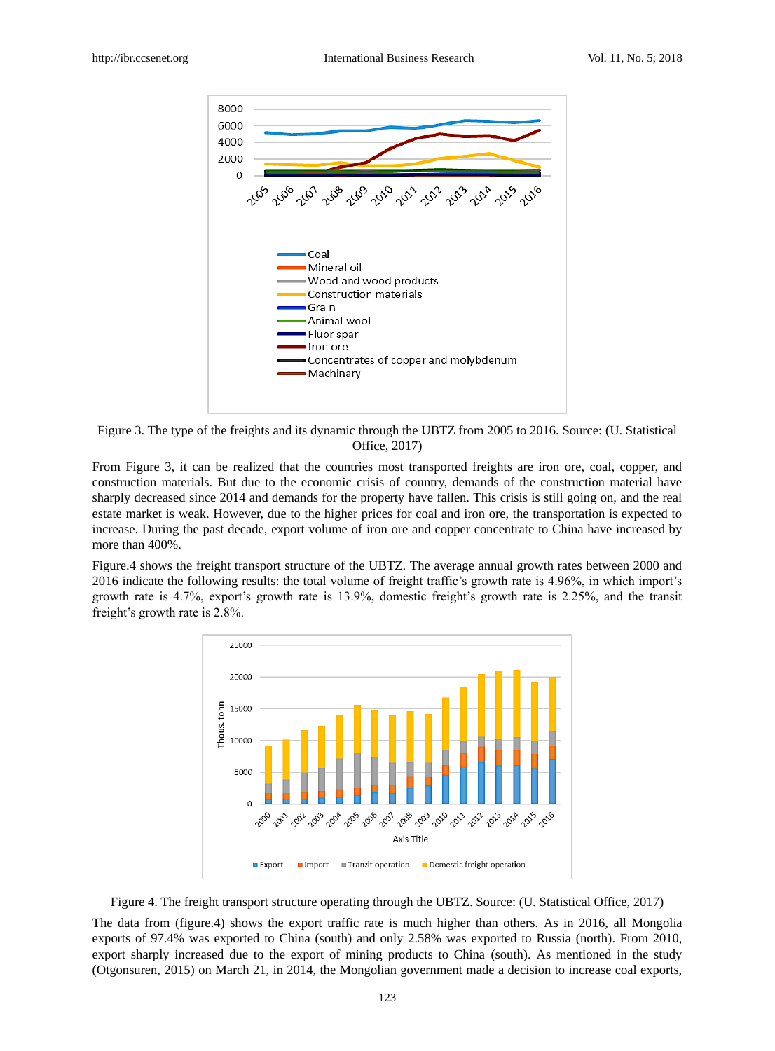Figure 3. The type of the freights and its dynamic through the UBTZ from 2005 to 2016. Source: (U. Statistical Office, 2017)

From Figure 3, it can be realized that the countries most transported freights are iron ore, coal, copper, and construction materials. But due to the economic crisis of country, demands of the construction material have sharply decreased since 2014 and demands for the property have fallen. This crisis is still going on, and the real estate market is weak. However, due to the higher prices for coal and iron ore, the transportation is expected to increase. During the past decade, export volume of iron ore and copper concentrate to China have increased by more than 400%.

Figure.4 shows the freight transport structure of the UBTZ. The average annual growth rates between 2000 and 2016 indicate the following results: the total volume of freight traffic's growth rate is 4.96%, in which import's growth rate is 4.7%, export's growth rate is 13.9%, domestic freight's growth rate is 2.25%, and the transit freight's growth rate is 2.8%.

Figure 4. The freight transport structure operating through the UBTZ. Source: (U. Statistical Office, 2017)

The data from (figure.4) shows the export traffic rate is much higher than others. As in 2016, all Mongolia exports of 97.4% was exported to China (south) and only 2.58% was exported to Russia (north). From 2010, export sharply increased due to the export of mining products to China (south). As mentioned in the study (Otgonsuren, 2015) on March 21, in 2014, the Mongolian government made a decision to increase coal exports,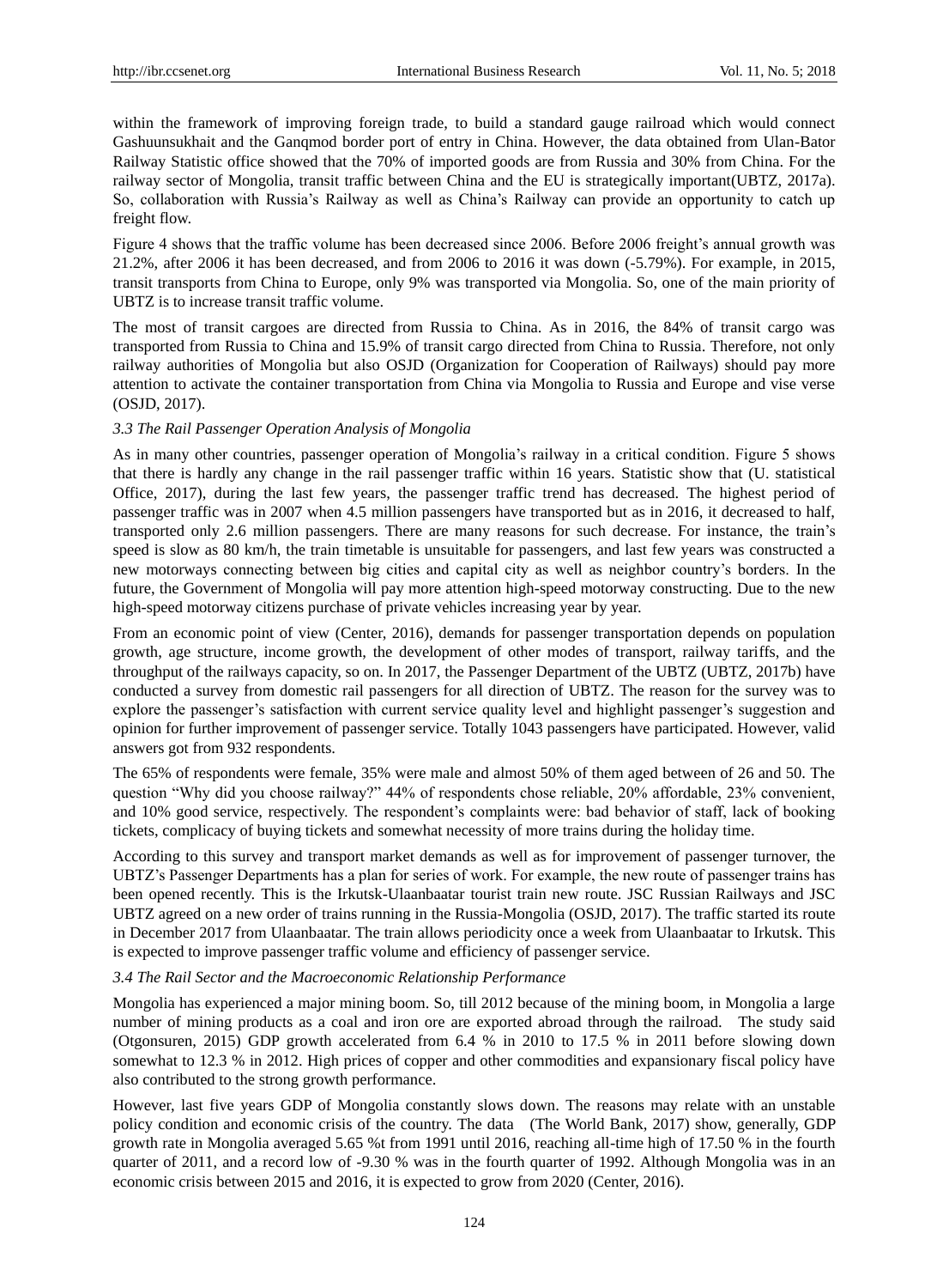within the framework of improving foreign trade, to build a standard gauge railroad which would connect Gashuunsukhait and the Ganqmod border port of entry in China. However, the data obtained from Ulan-Bator Railway Statistic office showed that the 70% of imported goods are from Russia and 30% from China. For the railway sector of Mongolia, transit traffic between China and the EU is strategically important(UBTZ, 2017a). So, collaboration with Russia's Railway as well as China's Railway can provide an opportunity to catch up freight flow.

Figure 4 shows that the traffic volume has been decreased since 2006. Before 2006 freight's annual growth was 21.2%, after 2006 it has been decreased, and from 2006 to 2016 it was down (-5.79%). For example, in 2015, transit transports from China to Europe, only 9% was transported via Mongolia. So, one of the main priority of UBTZ is to increase transit traffic volume.

The most of transit cargoes are directed from Russia to China. As in 2016, the 84% of transit cargo was transported from Russia to China and 15.9% of transit cargo directed from China to Russia. Therefore, not only railway authorities of Mongolia but also OSJD (Organization for Cooperation of Railways) should pay more attention to activate the container transportation from China via Mongolia to Russia and Europe and vise verse (OSJD, 2017).

### *3.3 The Rail Passenger Operation Analysis of Mongolia*

As in many other countries, passenger operation of Mongolia's railway in a critical condition. Figure 5 shows that there is hardly any change in the rail passenger traffic within 16 years. Statistic show that (U. statistical Office, 2017), during the last few years, the passenger traffic trend has decreased. The highest period of passenger traffic was in 2007 when 4.5 million passengers have transported but as in 2016, it decreased to half, transported only 2.6 million passengers. There are many reasons for such decrease. For instance, the train's speed is slow as 80 km/h, the train timetable is unsuitable for passengers, and last few years was constructed a new motorways connecting between big cities and capital city as well as neighbor country's borders. In the future, the Government of Mongolia will pay more attention high-speed motorway constructing. Due to the new high-speed motorway citizens purchase of private vehicles increasing year by year.

From an economic point of view (Center, 2016), demands for passenger transportation depends on population growth, age structure, income growth, the development of other modes of transport, railway tariffs, and the throughput of the railways capacity, so on. In 2017, the Passenger Department of the UBTZ (UBTZ, 2017b) have conducted a survey from domestic rail passengers for all direction of UBTZ. The reason for the survey was to explore the passenger's satisfaction with current service quality level and highlight passenger's suggestion and opinion for further improvement of passenger service. Totally 1043 passengers have participated. However, valid answers got from 932 respondents.

The 65% of respondents were female, 35% were male and almost 50% of them aged between of 26 and 50. The question "Why did you choose railway?" 44% of respondents chose reliable, 20% affordable, 23% convenient, and 10% good service, respectively. The respondent's complaints were: bad behavior of staff, lack of booking tickets, complicacy of buying tickets and somewhat necessity of more trains during the holiday time.

According to this survey and transport market demands as well as for improvement of passenger turnover, the UBTZ's Passenger Departments has a plan for series of work. For example, the new route of passenger trains has been opened recently. This is the Irkutsk-Ulaanbaatar tourist train new route. JSC Russian Railways and JSC UBTZ agreed on a new order of trains running in the Russia-Mongolia (OSJD, 2017). The traffic started its route in December 2017 from Ulaanbaatar. The train allows periodicity once a week from Ulaanbaatar to Irkutsk. This is expected to improve passenger traffic volume and efficiency of passenger service.

### *3.4 The Rail Sector and the Macroeconomic Relationship Performance*

Mongolia has experienced a major mining boom. So, till 2012 because of the mining boom, in Mongolia a large number of mining products as a coal and iron ore are exported abroad through the railroad. The study said (Otgonsuren, 2015) GDP growth accelerated from 6.4 % in 2010 to 17.5 % in 2011 before slowing down somewhat to 12.3 % in 2012. High prices of copper and other commodities and expansionary fiscal policy have also contributed to the strong growth performance.

However, last five years GDP of Mongolia constantly slows down. The reasons may relate with an unstable policy condition and economic crisis of the country. The data (The World Bank, 2017) show, generally, GDP growth rate in Mongolia averaged 5.65 %t from 1991 until 2016, reaching all-time high of 17.50 % in the fourth quarter of 2011, and a record low of -9.30 % was in the fourth quarter of 1992. Although Mongolia was in an economic crisis between 2015 and 2016, it is expected to grow from 2020 (Center, 2016).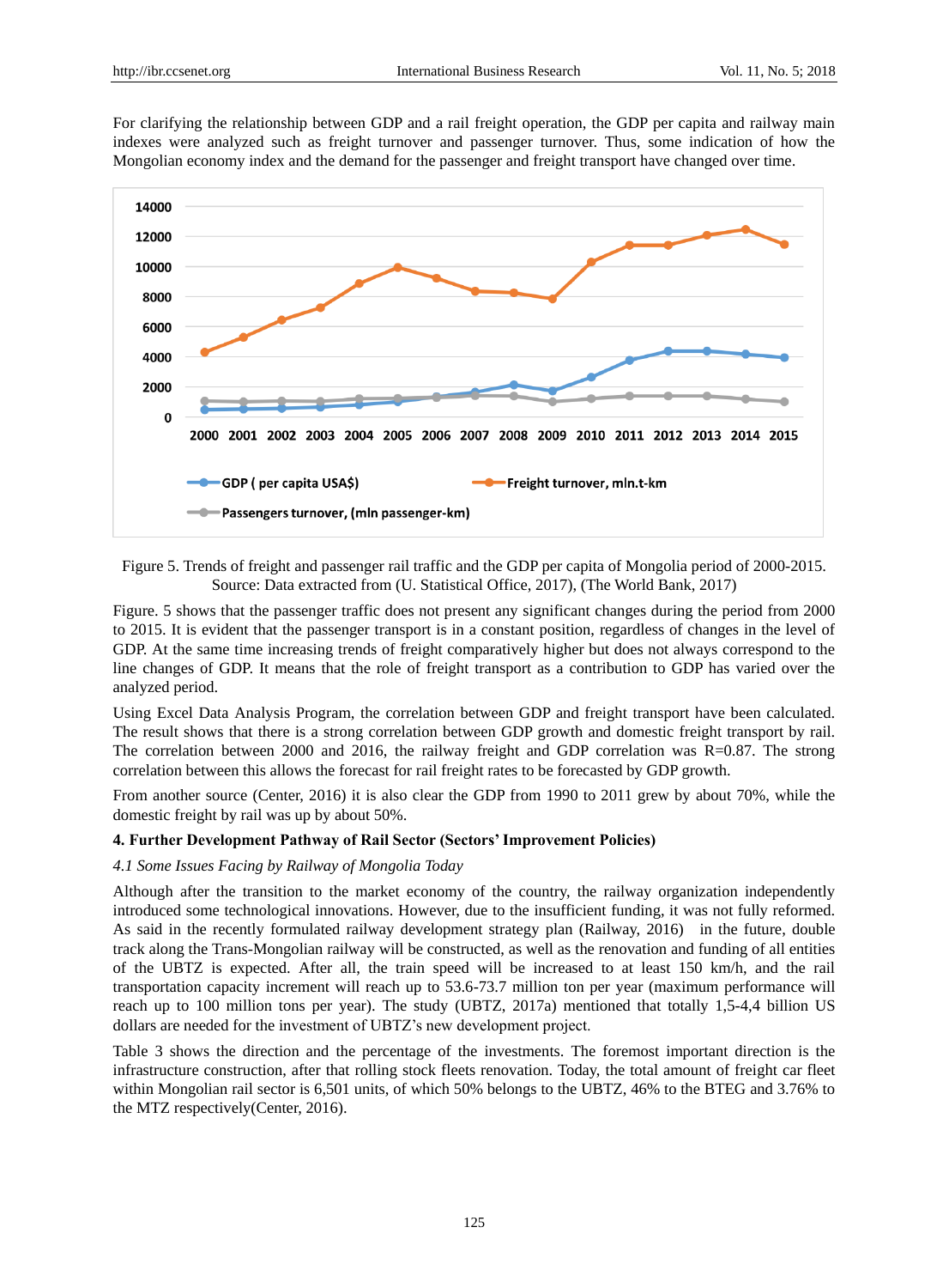For clarifying the relationship between GDP and a rail freight operation, the GDP per capita and railway main indexes were analyzed such as freight turnover and passenger turnover. Thus, some indication of how the Mongolian economy index and the demand for the passenger and freight transport have changed over time.

Figure 5. Trends of freight and passenger rail traffic and the GDP per capita of Mongolia period of 2000-2015. Source: Data extracted from (U. Statistical Office, 2017), (The World Bank, 2017)

Figure. 5 shows that the passenger traffic does not present any significant changes during the period from 2000 to 2015. It is evident that the passenger transport is in a constant position, regardless of changes in the level of GDP. At the same time increasing trends of freight comparatively higher but does not always correspond to the line changes of GDP. It means that the role of freight transport as a contribution to GDP has varied over the analyzed period.

Using Excel Data Analysis Program, the correlation between GDP and freight transport have been calculated. The result shows that there is a strong correlation between GDP growth and domestic freight transport by rail. The correlation between 2000 and 2016, the railway freight and GDP correlation was R=0.87. The strong correlation between this allows the forecast for rail freight rates to be forecasted by GDP growth.

From another source (Center, 2016) it is also clear the GDP from 1990 to 2011 grew by about 70%, while the domestic freight by rail was up by about 50%.

## 4. Further Development Pathway of Rail Sector (Sectors' Improvement Policies)

### *4.1 Some Issues Facing by Railway of Mongolia Today*

Although after the transition to the market economy of the country, the railway organization independently introduced some technological innovations. However, due to the insufficient funding, it was not fully reformed. As said in the recently formulated railway development strategy plan (Railway, 2016) in the future, double track along the Trans-Mongolian railway will be constructed, as well as the renovation and funding of all entities of the UBTZ is expected. After all, the train speed will be increased to at least 150 km/h, and the rail transportation capacity increment will reach up to 53.6-73.7 million ton per year (maximum performance will reach up to 100 million tons per year). The study (UBTZ, 2017a) mentioned that totally 1,5-4,4 billion US dollars are needed for the investment of UBTZ's new development project.

Table 3 shows the direction and the percentage of the investments. The foremost important direction is the infrastructure construction, after that rolling stock fleets renovation. Today, the total amount of freight car fleet within Mongolian rail sector is 6,501 units, of which 50% belongs to the UBTZ, 46% to the BTEG and 3.76% to the MTZ respectively(Center, 2016).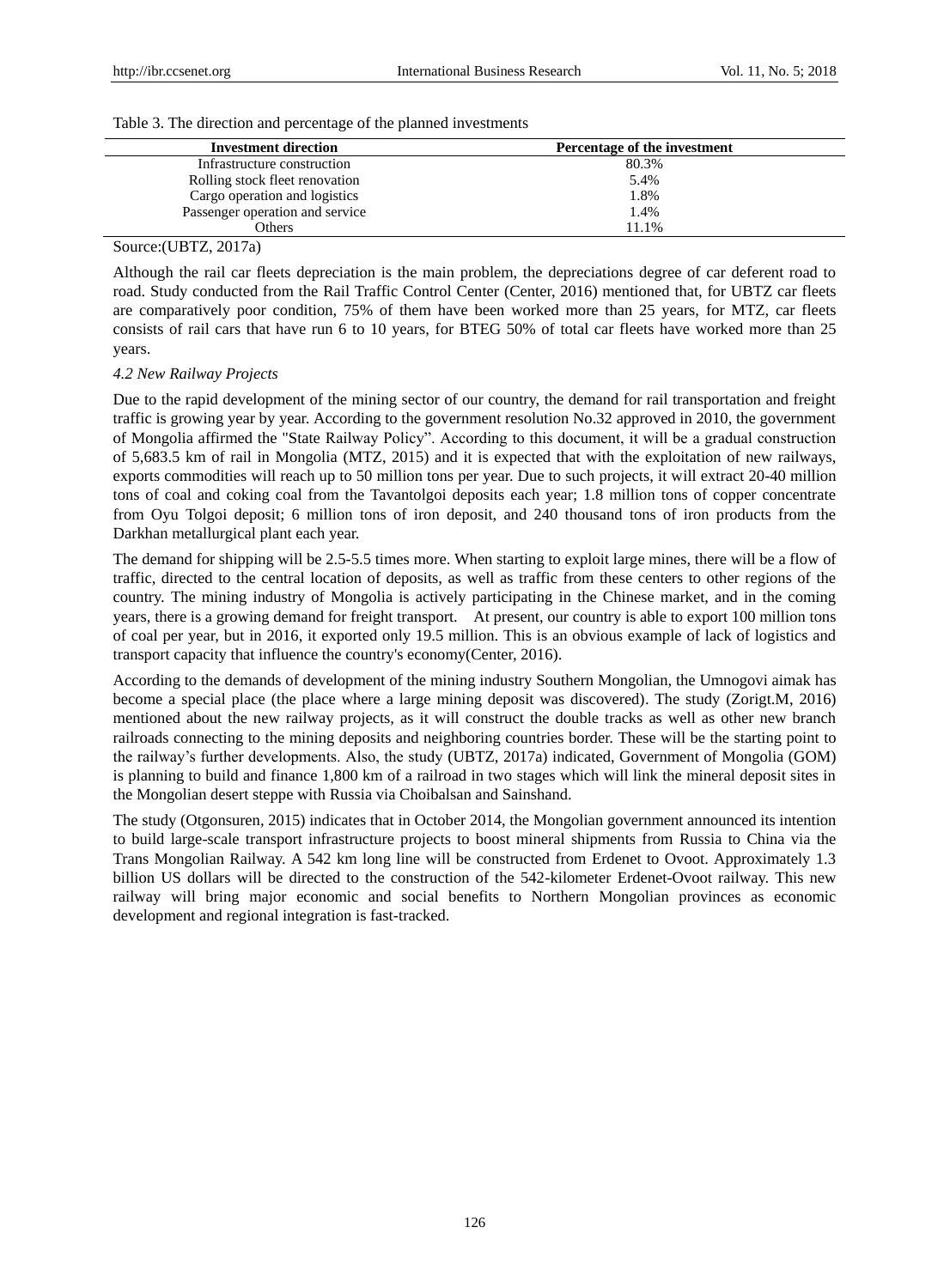Table 3. The direction and percentage of the planned investments

| Investment direction | Percentage of the investment |
|---|---|
| Infrastructure construction | 80.3% |
| Rolling stock fleet renovation | 5.4% |
| Cargo operation and logistics | 1.8% |
| Passenger operation and service | 1.4% |
| Others | 11.1% |

Source:(UBTZ, 2017a)

Although the rail car fleets depreciation is the main problem, the depreciations degree of car deferent road to road. Study conducted from the Rail Traffic Control Center (Center, 2016) mentioned that, for UBTZ car fleets are comparatively poor condition, 75% of them have been worked more than 25 years, for MTZ, car fleets consists of rail cars that have run 6 to 10 years, for BTEG 50% of total car fleets have worked more than 25 years.

### *4.2 New Railway Projects*

Due to the rapid development of the mining sector of our country, the demand for rail transportation and freight traffic is growing year by year. According to the government resolution No.32 approved in 2010, the government of Mongolia affirmed the "State Railway Policy". According to this document, it will be a gradual construction of 5,683.5 km of rail in Mongolia (MTZ, 2015) and it is expected that with the exploitation of new railways, exports commodities will reach up to 50 million tons per year. Due to such projects, it will extract 20-40 million tons of coal and coking coal from the Tavantolgoi deposits each year; 1.8 million tons of copper concentrate from Oyu Tolgoi deposit; 6 million tons of iron deposit, and 240 thousand tons of iron products from the Darkhan metallurgical plant each year.

The demand for shipping will be 2.5-5.5 times more. When starting to exploit large mines, there will be a flow of traffic, directed to the central location of deposits, as well as traffic from these centers to other regions of the country. The mining industry of Mongolia is actively participating in the Chinese market, and in the coming years, there is a growing demand for freight transport. At present, our country is able to export 100 million tons of coal per year, but in 2016, it exported only 19.5 million. This is an obvious example of lack of logistics and transport capacity that influence the country's economy(Center, 2016).

According to the demands of development of the mining industry Southern Mongolian, the Umnogovi aimak has become a special place (the place where a large mining deposit was discovered). The study (Zorigt.M, 2016) mentioned about the new railway projects, as it will construct the double tracks as well as other new branch railroads connecting to the mining deposits and neighboring countries border. These will be the starting point to the railway's further developments. Also, the study (UBTZ, 2017a) indicated, Government of Mongolia (GOM) is planning to build and finance 1,800 km of a railroad in two stages which will link the mineral deposit sites in the Mongolian desert steppe with Russia via Choibalsan and Sainshand.

The study (Otgonsuren, 2015) indicates that in October 2014, the Mongolian government announced its intention to build large-scale transport infrastructure projects to boost mineral shipments from Russia to China via the Trans Mongolian Railway. A 542 km long line will be constructed from Erdenet to Ovoot. Approximately 1.3 billion US dollars will be directed to the construction of the 542-kilometer Erdenet-Ovoot railway. This new railway will bring major economic and social benefits to Northern Mongolian provinces as economic development and regional integration is fast-tracked.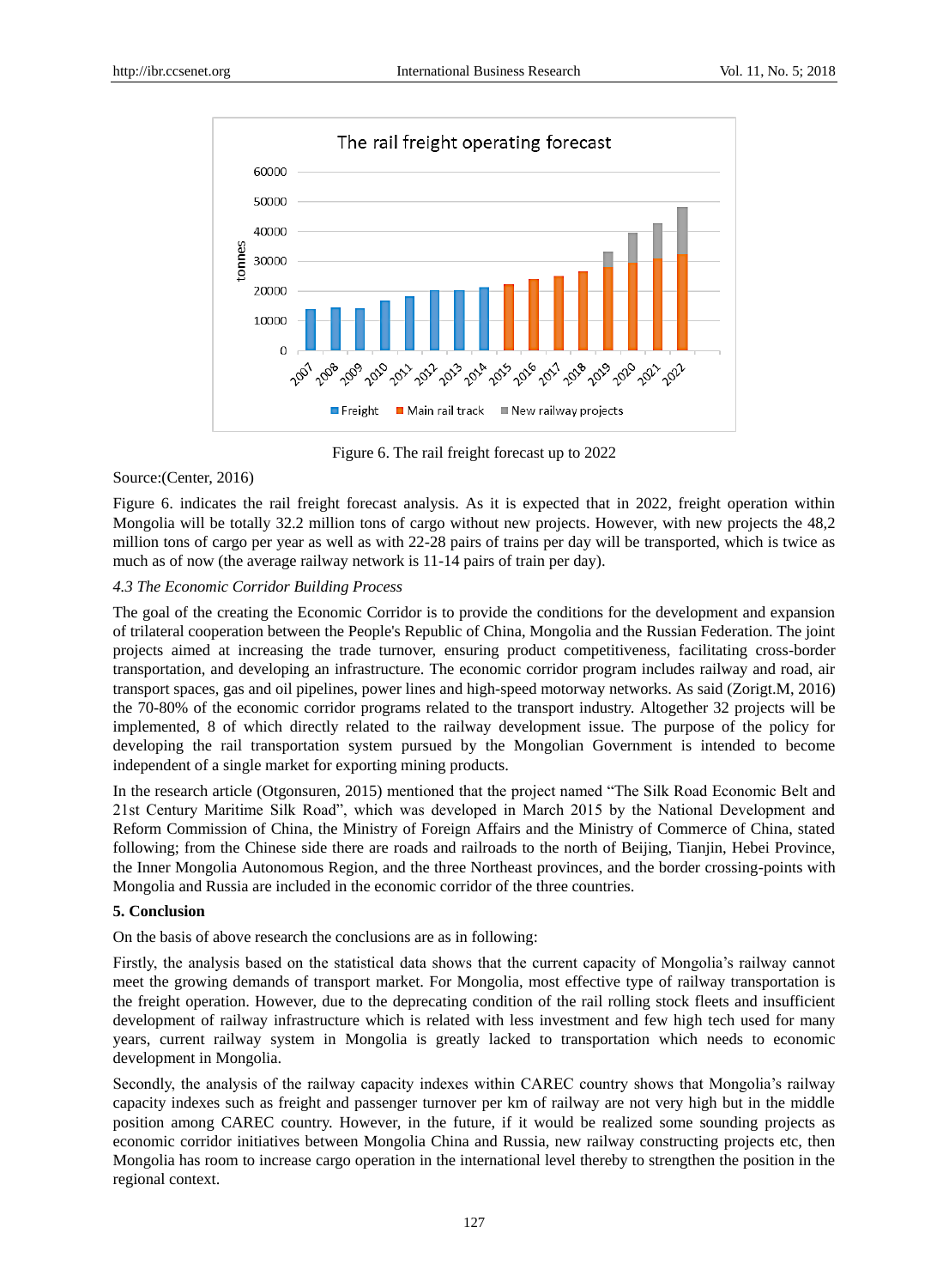Figure 6. The rail freight forecast up to 2022

Source:(Center, 2016)

Figure 6. indicates the rail freight forecast analysis. As it is expected that in 2022, freight operation within Mongolia will be totally 32.2 million tons of cargo without new projects. However, with new projects the 48,2 million tons of cargo per year as well as with 22-28 pairs of trains per day will be transported, which is twice as much as of now (the average railway network is 11-14 pairs of train per day).

### *4.3 The Economic Corridor Building Process*

The goal of the creating the Economic Corridor is to provide the conditions for the development and expansion of trilateral cooperation between the People's Republic of China, Mongolia and the Russian Federation. The joint projects aimed at increasing the trade turnover, ensuring product competitiveness, facilitating cross-border transportation, and developing an infrastructure. The economic corridor program includes railway and road, air transport spaces, gas and oil pipelines, power lines and high-speed motorway networks. As said (Zorigt.M, 2016) the 70-80% of the economic corridor programs related to the transport industry. Altogether 32 projects will be implemented, 8 of which directly related to the railway development issue. The purpose of the policy for developing the rail transportation system pursued by the Mongolian Government is intended to become independent of a single market for exporting mining products.

In the research article (Otgonsuren, 2015) mentioned that the project named "The Silk Road Economic Belt and 21st Century Maritime Silk Road", which was developed in March 2015 by the National Development and Reform Commission of China, the Ministry of Foreign Affairs and the Ministry of Commerce of China, stated following; from the Chinese side there are roads and railroads to the north of Beijing, Tianjin, Hebei Province, the Inner Mongolia Autonomous Region, and the three Northeast provinces, and the border crossing-points with Mongolia and Russia are included in the economic corridor of the three countries.

## 5. Conclusion

On the basis of above research the conclusions are as in following:

Firstly, the analysis based on the statistical data shows that the current capacity of Mongolia's railway cannot meet the growing demands of transport market. For Mongolia, most effective type of railway transportation is the freight operation. However, due to the deprecating condition of the rail rolling stock fleets and insufficient development of railway infrastructure which is related with less investment and few high tech used for many years, current railway system in Mongolia is greatly lacked to transportation which needs to economic development in Mongolia.

Secondly, the analysis of the railway capacity indexes within CAREC country shows that Mongolia's railway capacity indexes such as freight and passenger turnover per km of railway are not very high but in the middle position among CAREC country. However, in the future, if it would be realized some sounding projects as economic corridor initiatives between Mongolia China and Russia, new railway constructing projects etc, then Mongolia has room to increase cargo operation in the international level thereby to strengthen the position in the regional context.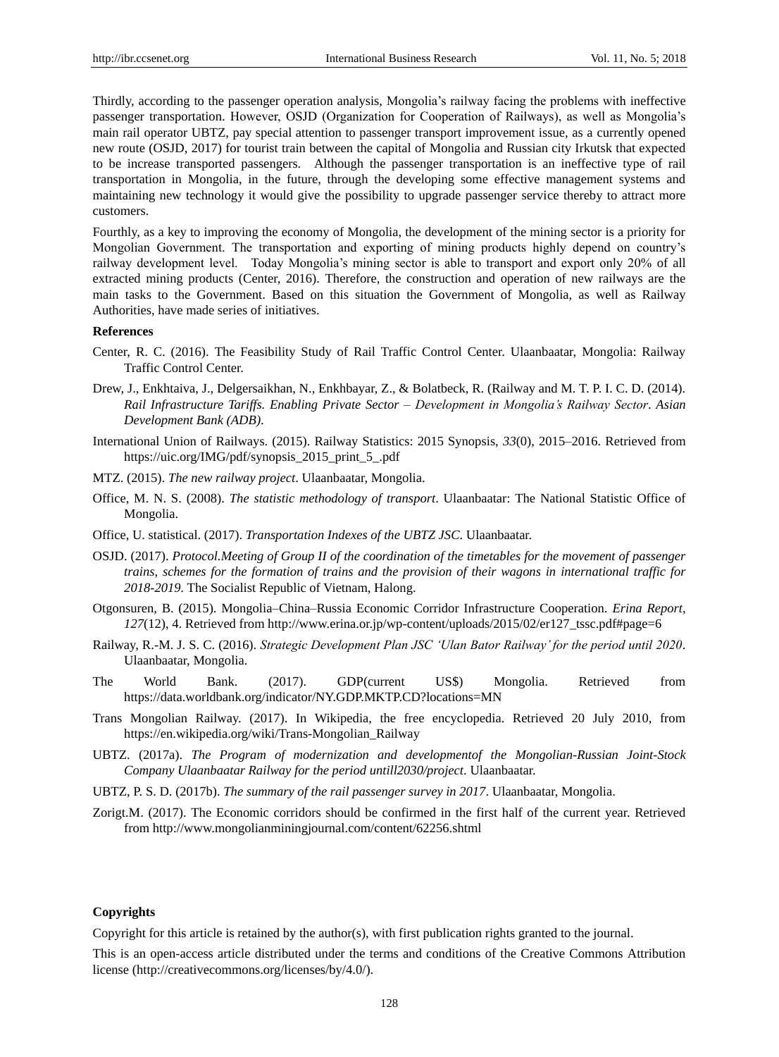Thirdly, according to the passenger operation analysis, Mongolia's railway facing the problems with ineffective passenger transportation. However, OSJD (Organization for Cooperation of Railways), as well as Mongolia's main rail operator UBTZ, pay special attention to passenger transport improvement issue, as a currently opened new route (OSJD, 2017) for tourist train between the capital of Mongolia and Russian city Irkutsk that expected to be increase transported passengers. Although the passenger transportation is an ineffective type of rail transportation in Mongolia, in the future, through the developing some effective management systems and maintaining new technology it would give the possibility to upgrade passenger service thereby to attract more customers.

Fourthly, as a key to improving the economy of Mongolia, the development of the mining sector is a priority for Mongolian Government. The transportation and exporting of mining products highly depend on country's railway development level. Today Mongolia's mining sector is able to transport and export only 20% of all extracted mining products (Center, 2016). Therefore, the construction and operation of new railways are the main tasks to the Government. Based on this situation the Government of Mongolia, as well as Railway Authorities, have made series of initiatives.

**References**

Center, R. C. (2016). The Feasibility Study of Rail Traffic Control Center. Ulaanbaatar, Mongolia: Railway Traffic Control Center.

Drew, J., Enkhtaiva, J., Delgersaikhan, N., Enkhbayar, Z., & Bolatbeck, R. (Railway and M. T. P. I. C. D. (2014). *Rail Infrastructure Tariffs. Enabling Private Sector – Development in Mongolia's Railway Sector. Asian Development Bank (ADB).*

International Union of Railways. (2015). Railway Statistics: 2015 Synopsis, *33*(0), 2015–2016. Retrieved from https://uic.org/IMG/pdf/synopsis_2015_print_5_.pdf

MTZ. (2015). *The new railway project*. Ulaanbaatar, Mongolia.

Office, M. N. S. (2008). *The statistic methodology of transport*. Ulaanbaatar: The National Statistic Office of Mongolia.

Office, U. statistical. (2017). *Transportation Indexes of the UBTZ JSC*. Ulaanbaatar.

OSJD. (2017). *Protocol.Meeting of Group II of the coordination of the timetables for the movement of passenger trains, schemes for the formation of trains and the provision of their wagons in international traffic for 2018-2019*. The Socialist Republic of Vietnam, Halong.

Otgonsuren, B. (2015). Mongolia–China–Russia Economic Corridor Infrastructure Cooperation. *Erina Report*, *127*(12), 4. Retrieved from http://www.erina.or.jp/wp-content/uploads/2015/02/er127_tssc.pdf#page=6

Railway, R.-M. J. S. C. (2016). *Strategic Development Plan JSC 'Ulan Bator Railway' for the period until 2020*. Ulaanbaatar, Mongolia.

The World Bank. (2017). GDP(current US$) Mongolia. Retrieved from https://data.worldbank.org/indicator/NY.GDP.MKTP.CD?locations=MN

Trans Mongolian Railway. (2017). In Wikipedia, the free encyclopedia. Retrieved 20 July 2010, from https://en.wikipedia.org/wiki/Trans-Mongolian_Railway

UBTZ. (2017a). *The Program of modernization and developmentof the Mongolian-Russian Joint-Stock Company Ulaanbaatar Railway for the period untill2030/project*. Ulaanbaatar.

UBTZ, P. S. D. (2017b). *The summary of the rail passenger survey in 2017*. Ulaanbaatar, Mongolia.

Zorigt.M. (2017). The Economic corridors should be confirmed in the first half of the current year. Retrieved from http://www.mongolianminingjournal.com/content/62256.shtml

**Copyrights**

Copyright for this article is retained by the author(s), with first publication rights granted to the journal.

This is an open-access article distributed under the terms and conditions of the Creative Commons Attribution license (http://creativecommons.org/licenses/by/4.0/).